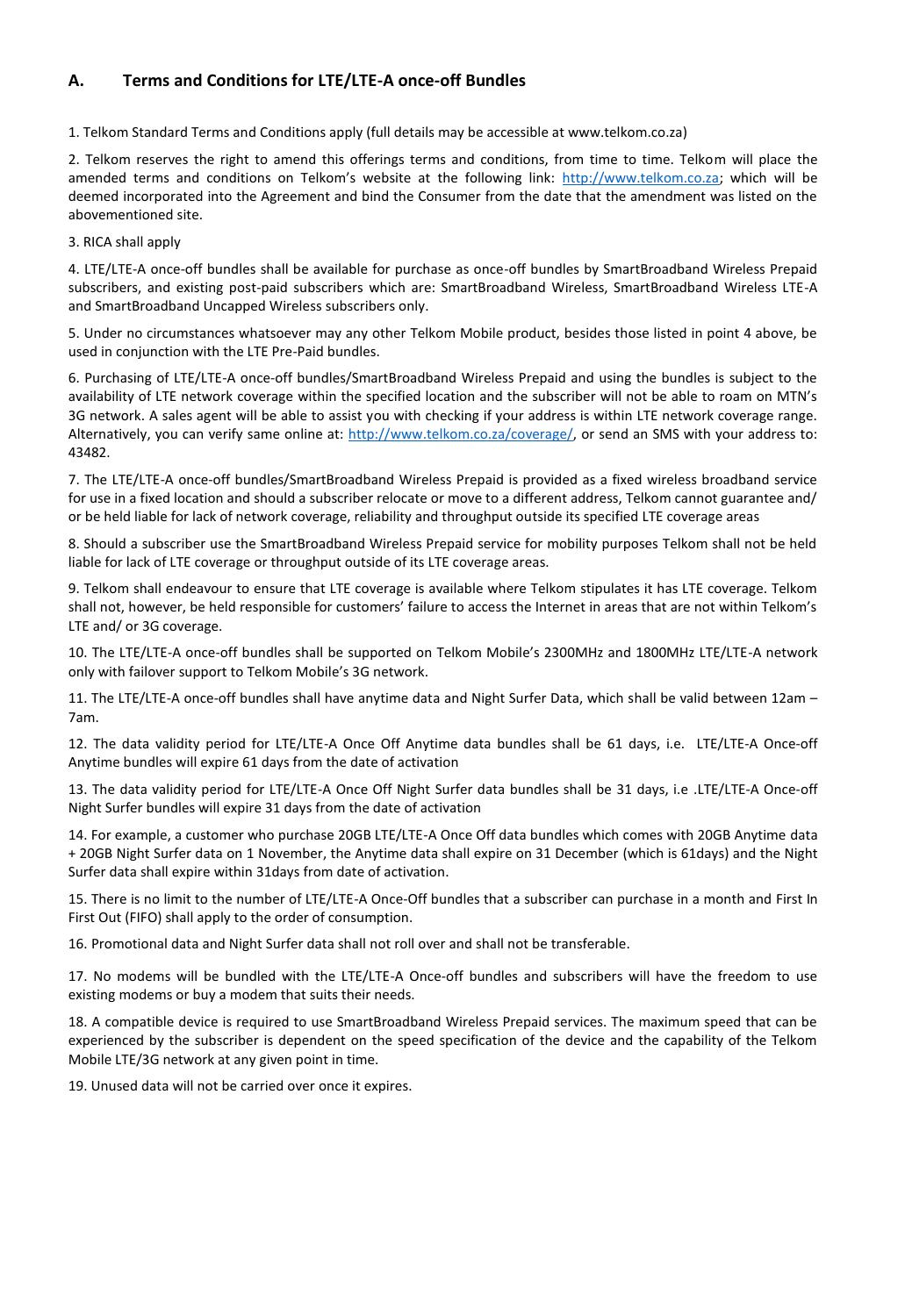## A. Terms and Conditions for LTE/LTE-A once-off Bundles

1. Telkom Standard Terms and Conditions apply (full details may be accessible at www.telkom.co.za)

2. Telkom reserves the right to amend this offerings terms and conditions, from time to time. Telkom will place the amended terms and conditions on Telkom's website at the following link: http://www.telkom.co.za; which will be deemed incorporated into the Agreement and bind the Consumer from the date that the amendment was listed on the abovementioned site.

3. RICA shall apply

4. LTE/LTE-A once-off bundles shall be available for purchase as once-off bundles by SmartBroadband Wireless Prepaid subscribers, and existing post-paid subscribers which are: SmartBroadband Wireless, SmartBroadband Wireless LTE-A and SmartBroadband Uncapped Wireless subscribers only.

5. Under no circumstances whatsoever may any other Telkom Mobile product, besides those listed in point 4 above, be used in conjunction with the LTE Pre-Paid bundles.

6. Purchasing of LTE/LTE-A once-off bundles/SmartBroadband Wireless Prepaid and using the bundles is subject to the availability of LTE network coverage within the specified location and the subscriber will not be able to roam on MTN's 3G network. A sales agent will be able to assist you with checking if your address is within LTE network coverage range. Alternatively, you can verify same online at: http://www.telkom.co.za/coverage/, or send an SMS with your address to: 43482.

7. The LTE/LTE-A once-off bundles/SmartBroadband Wireless Prepaid is provided as a fixed wireless broadband service for use in a fixed location and should a subscriber relocate or move to a different address, Telkom cannot guarantee and/ or be held liable for lack of network coverage, reliability and throughput outside its specified LTE coverage areas

8. Should a subscriber use the SmartBroadband Wireless Prepaid service for mobility purposes Telkom shall not be held liable for lack of LTE coverage or throughput outside of its LTE coverage areas.

9. Telkom shall endeavour to ensure that LTE coverage is available where Telkom stipulates it has LTE coverage. Telkom shall not, however, be held responsible for customers' failure to access the Internet in areas that are not within Telkom's LTE and/ or 3G coverage.

10. The LTE/LTE-A once-off bundles shall be supported on Telkom Mobile's 2300MHz and 1800MHz LTE/LTE-A network only with failover support to Telkom Mobile's 3G network.

11. The LTE/LTE-A once-off bundles shall have anytime data and Night Surfer Data, which shall be valid between 12am – 7am.

12. The data validity period for LTE/LTE-A Once Off Anytime data bundles shall be 61 days, i.e. LTE/LTE-A Once-off Anytime bundles will expire 61 days from the date of activation

13. The data validity period for LTE/LTE-A Once Off Night Surfer data bundles shall be 31 days, i.e .LTE/LTE-A Once-off Night Surfer bundles will expire 31 days from the date of activation

14. For example, a customer who purchase 20GB LTE/LTE-A Once Off data bundles which comes with 20GB Anytime data + 20GB Night Surfer data on 1 November, the Anytime data shall expire on 31 December (which is 61days) and the Night Surfer data shall expire within 31days from date of activation.

15. There is no limit to the number of LTE/LTE-A Once-Off bundles that a subscriber can purchase in a month and First In First Out (FIFO) shall apply to the order of consumption.

16. Promotional data and Night Surfer data shall not roll over and shall not be transferable.

17. No modems will be bundled with the LTE/LTE-A Once-off bundles and subscribers will have the freedom to use existing modems or buy a modem that suits their needs.

18. A compatible device is required to use SmartBroadband Wireless Prepaid services. The maximum speed that can be experienced by the subscriber is dependent on the speed specification of the device and the capability of the Telkom Mobile LTE/3G network at any given point in time.

19. Unused data will not be carried over once it expires.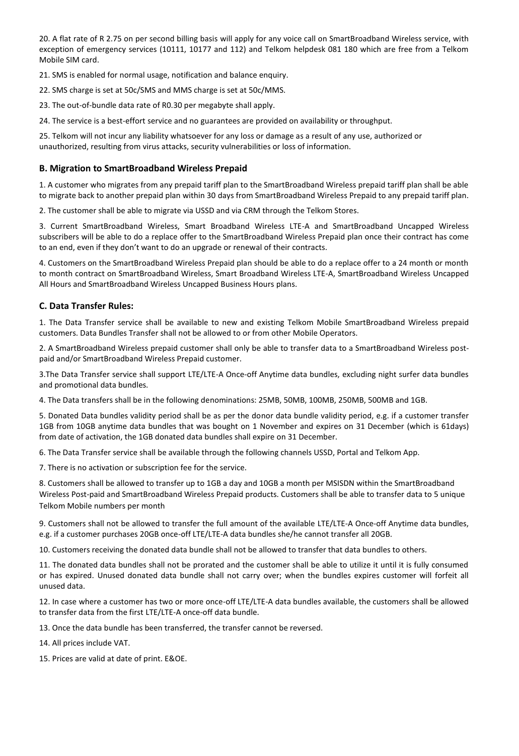20. A flat rate of R 2.75 on per second billing basis will apply for any voice call on SmartBroadband Wireless service, with exception of emergency services (10111, 10177 and 112) and Telkom helpdesk 081 180 which are free from a Telkom Mobile SIM card.

21. SMS is enabled for normal usage, notification and balance enquiry.

22. SMS charge is set at 50c/SMS and MMS charge is set at 50c/MMS.

23. The out-of-bundle data rate of R0.30 per megabyte shall apply.

24. The service is a best-effort service and no guarantees are provided on availability or throughput.

25. Telkom will not incur any liability whatsoever for any loss or damage as a result of any use, authorized or unauthorized, resulting from virus attacks, security vulnerabilities or loss of information.

## B. Migration to SmartBroadband Wireless Prepaid

1. A customer who migrates from any prepaid tariff plan to the SmartBroadband Wireless prepaid tariff plan shall be able to migrate back to another prepaid plan within 30 days from SmartBroadband Wireless Prepaid to any prepaid tariff plan.

2. The customer shall be able to migrate via USSD and via CRM through the Telkom Stores.

3. Current SmartBroadband Wireless, Smart Broadband Wireless LTE-A and SmartBroadband Uncapped Wireless subscribers will be able to do a replace offer to the SmartBroadband Wireless Prepaid plan once their contract has come to an end, even if they don't want to do an upgrade or renewal of their contracts.

4. Customers on the SmartBroadband Wireless Prepaid plan should be able to do a replace offer to a 24 month or month to month contract on SmartBroadband Wireless, Smart Broadband Wireless LTE-A, SmartBroadband Wireless Uncapped All Hours and SmartBroadband Wireless Uncapped Business Hours plans.

## C. Data Transfer Rules:

1. The Data Transfer service shall be available to new and existing Telkom Mobile SmartBroadband Wireless prepaid customers. Data Bundles Transfer shall not be allowed to or from other Mobile Operators.

2. A SmartBroadband Wireless prepaid customer shall only be able to transfer data to a SmartBroadband Wireless post-paid and/or SmartBroadband Wireless Prepaid customer.

3.The Data Transfer service shall support LTE/LTE-A Once-off Anytime data bundles, excluding night surfer data bundles and promotional data bundles.

4. The Data transfers shall be in the following denominations: 25MB, 50MB, 100MB, 250MB, 500MB and 1GB.

5. Donated Data bundles validity period shall be as per the donor data bundle validity period, e.g. if a customer transfer 1GB from 10GB anytime data bundles that was bought on 1 November and expires on 31 December (which is 61days) from date of activation, the 1GB donated data bundles shall expire on 31 December.

6. The Data Transfer service shall be available through the following channels USSD, Portal and Telkom App.

7. There is no activation or subscription fee for the service.

8. Customers shall be allowed to transfer up to 1GB a day and 10GB a month per MSISDN within the SmartBroadband Wireless Post-paid and SmartBroadband Wireless Prepaid products. Customers shall be able to transfer data to 5 unique Telkom Mobile numbers per month

9. Customers shall not be allowed to transfer the full amount of the available LTE/LTE-A Once-off Anytime data bundles, e.g. if a customer purchases 20GB once-off LTE/LTE-A data bundles she/he cannot transfer all 20GB.

10. Customers receiving the donated data bundle shall not be allowed to transfer that data bundles to others.

11. The donated data bundles shall not be prorated and the customer shall be able to utilize it until it is fully consumed or has expired. Unused donated data bundle shall not carry over; when the bundles expires customer will forfeit all unused data.

12. In case where a customer has two or more once-off LTE/LTE-A data bundles available, the customers shall be allowed to transfer data from the first LTE/LTE-A once-off data bundle.

13. Once the data bundle has been transferred, the transfer cannot be reversed.

14. All prices include VAT.

15. Prices are valid at date of print. E&OE.